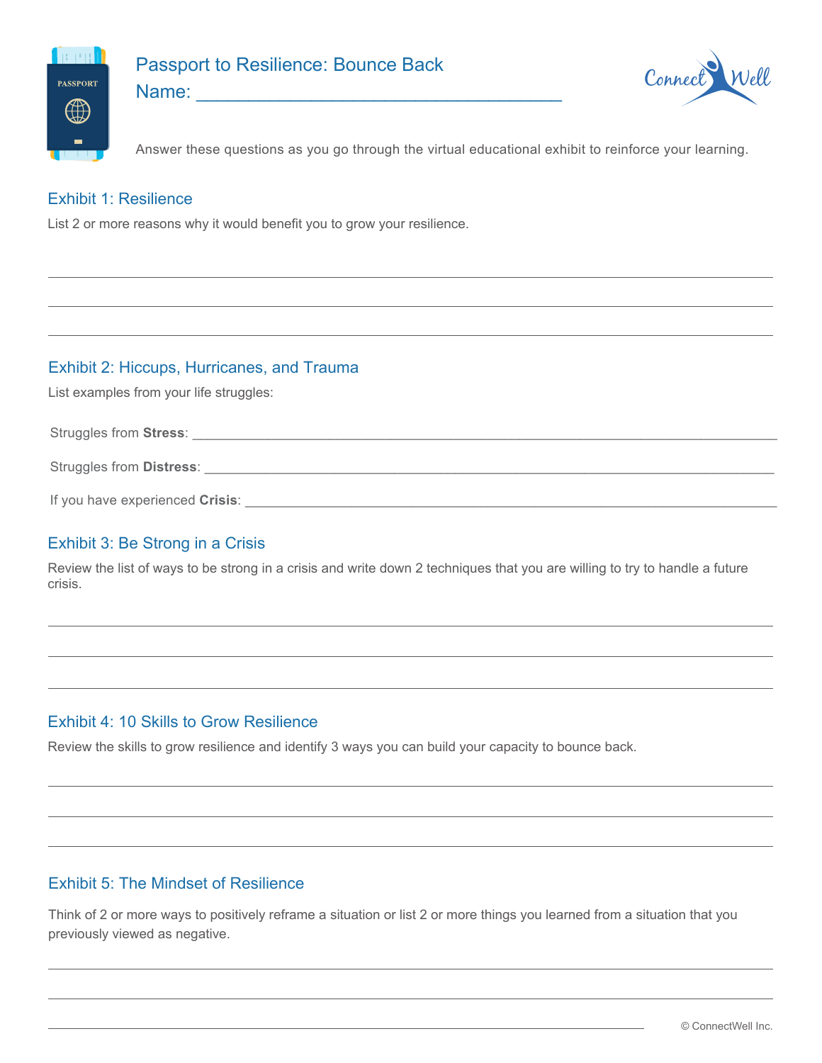# Passport to Resilience: Bounce Back

Name: ___________________________________

Answer these questions as you go through the virtual educational exhibit to reinforce your learning.

## Exhibit 1: Resilience

List 2 or more reasons why it would benefit you to grow your resilience.

______________________________________________________________________

______________________________________________________________________

______________________________________________________________________

## Exhibit 2: Hiccups, Hurricanes, and Trauma

List examples from your life struggles:

Struggles from **Stress**: ______________________________________________________________

Struggles from **Distress**: ____________________________________________________________

If you have experienced **Crisis**: ______________________________________________________

## Exhibit 3: Be Strong in a Crisis

Review the list of ways to be strong in a crisis and write down 2 techniques that you are willing to try to handle a future crisis.

______________________________________________________________________

______________________________________________________________________

______________________________________________________________________

## Exhibit 4: 10 Skills to Grow Resilience

Review the skills to grow resilience and identify 3 ways you can build your capacity to bounce back.

______________________________________________________________________

______________________________________________________________________

______________________________________________________________________

## Exhibit 5: The Mindset of Resilience

Think of 2 or more ways to positively reframe a situation or list 2 or more things you learned from a situation that you previously viewed as negative.

______________________________________________________________________

______________________________________________________________________

______________________________________________________________________

© ConnectWell Inc.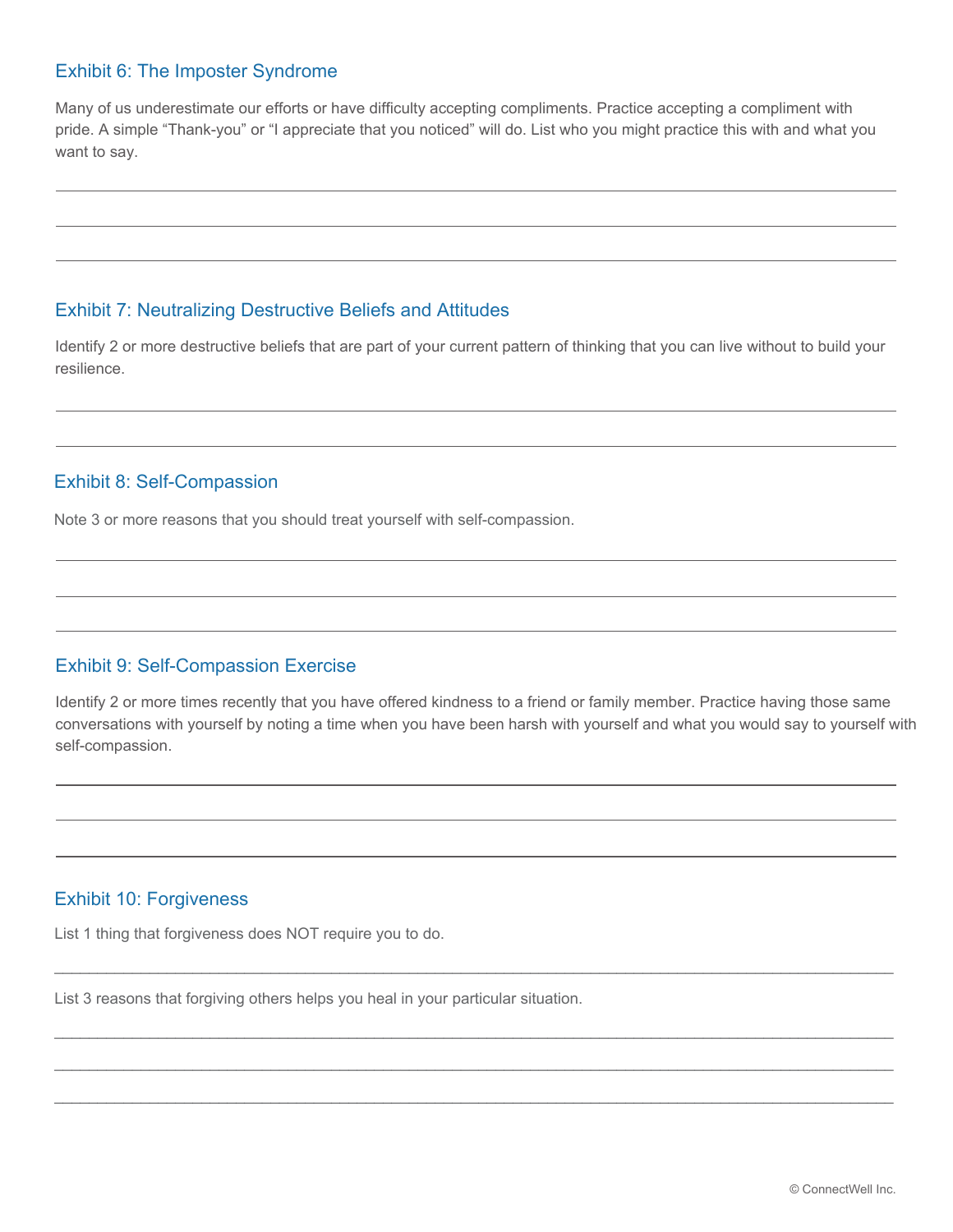## Exhibit 6: The Imposter Syndrome

Many of us underestimate our efforts or have difficulty accepting compliments. Practice accepting a compliment with pride. A simple "Thank-you" or "I appreciate that you noticed" will do. List who you might practice this with and what you want to say.

## Exhibit 7: Neutralizing Destructive Beliefs and Attitudes

Identify 2 or more destructive beliefs that are part of your current pattern of thinking that you can live without to build your resilience.

## Exhibit 8: Self-Compassion

Note 3 or more reasons that you should treat yourself with self-compassion.

## Exhibit 9: Self-Compassion Exercise

Identify 2 or more times recently that you have offered kindness to a friend or family member. Practice having those same conversations with yourself by noting a time when you have been harsh with yourself and what you would say to yourself with self-compassion.

## Exhibit 10: Forgiveness

List 1 thing that forgiveness does NOT require you to do.

List 3 reasons that forgiving others helps you heal in your particular situation.

© ConnectWell Inc.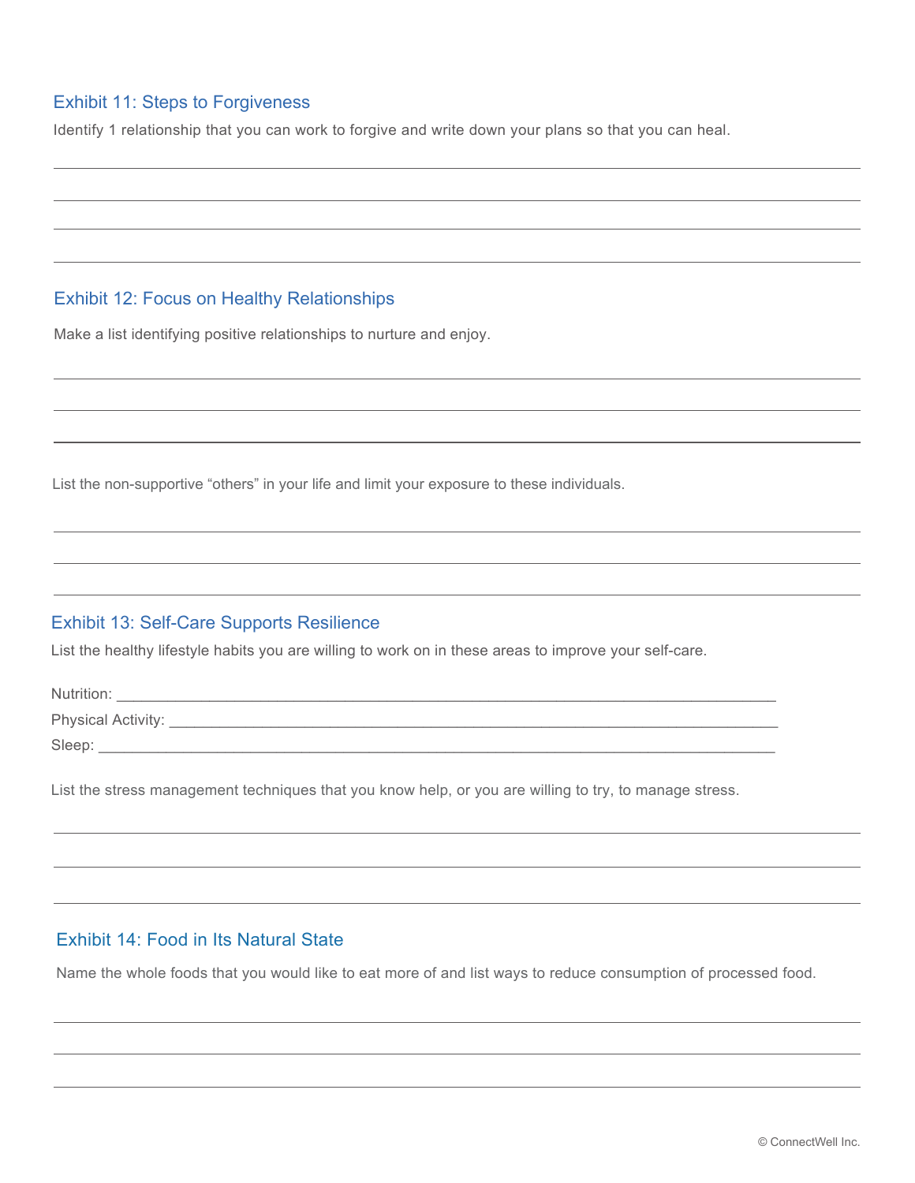## Exhibit 11: Steps to Forgiveness

Identify 1 relationship that you can work to forgive and write down your plans so that you can heal.

## Exhibit 12: Focus on Healthy Relationships

Make a list identifying positive relationships to nurture and enjoy.

List the non-supportive "others" in your life and limit your exposure to these individuals.

## Exhibit 13: Self-Care Supports Resilience

List the healthy lifestyle habits you are willing to work on in these areas to improve your self-care.

Nutrition: ____________________________________________________________________________

Physical Activity: ______________________________________________________________________

Sleep: _______________________________________________________________________________

List the stress management techniques that you know help, or you are willing to try, to manage stress.

## Exhibit 14: Food in Its Natural State

Name the whole foods that you would like to eat more of and list ways to reduce consumption of processed food.

© ConnectWell Inc.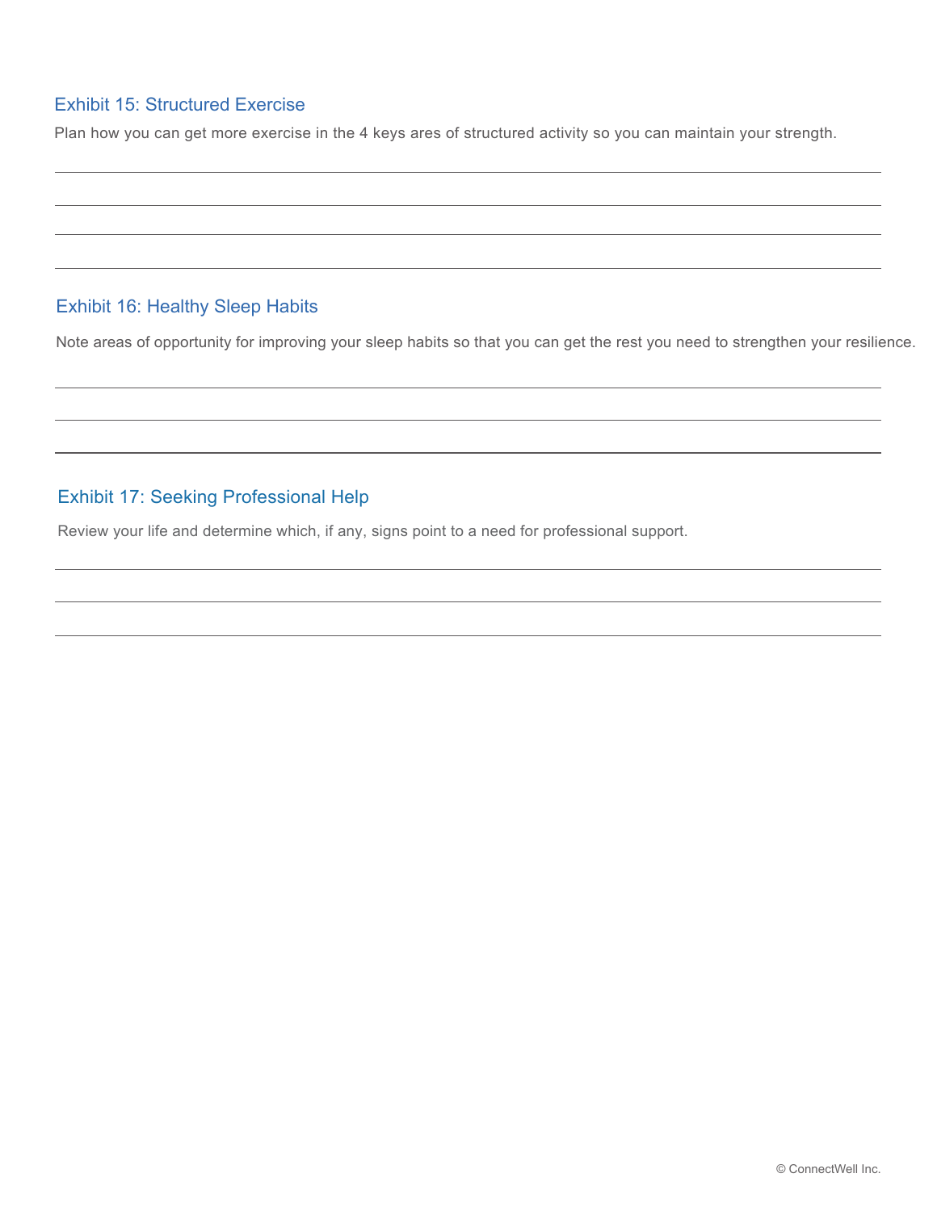## Exhibit 15: Structured Exercise

Plan how you can get more exercise in the 4 keys ares of structured activity so you can maintain your strength.

## Exhibit 16: Healthy Sleep Habits

Note areas of opportunity for improving your sleep habits so that you can get the rest you need to strengthen your resilience.

## Exhibit 17: Seeking Professional Help

Review your life and determine which, if any, signs point to a need for professional support.

© ConnectWell Inc.